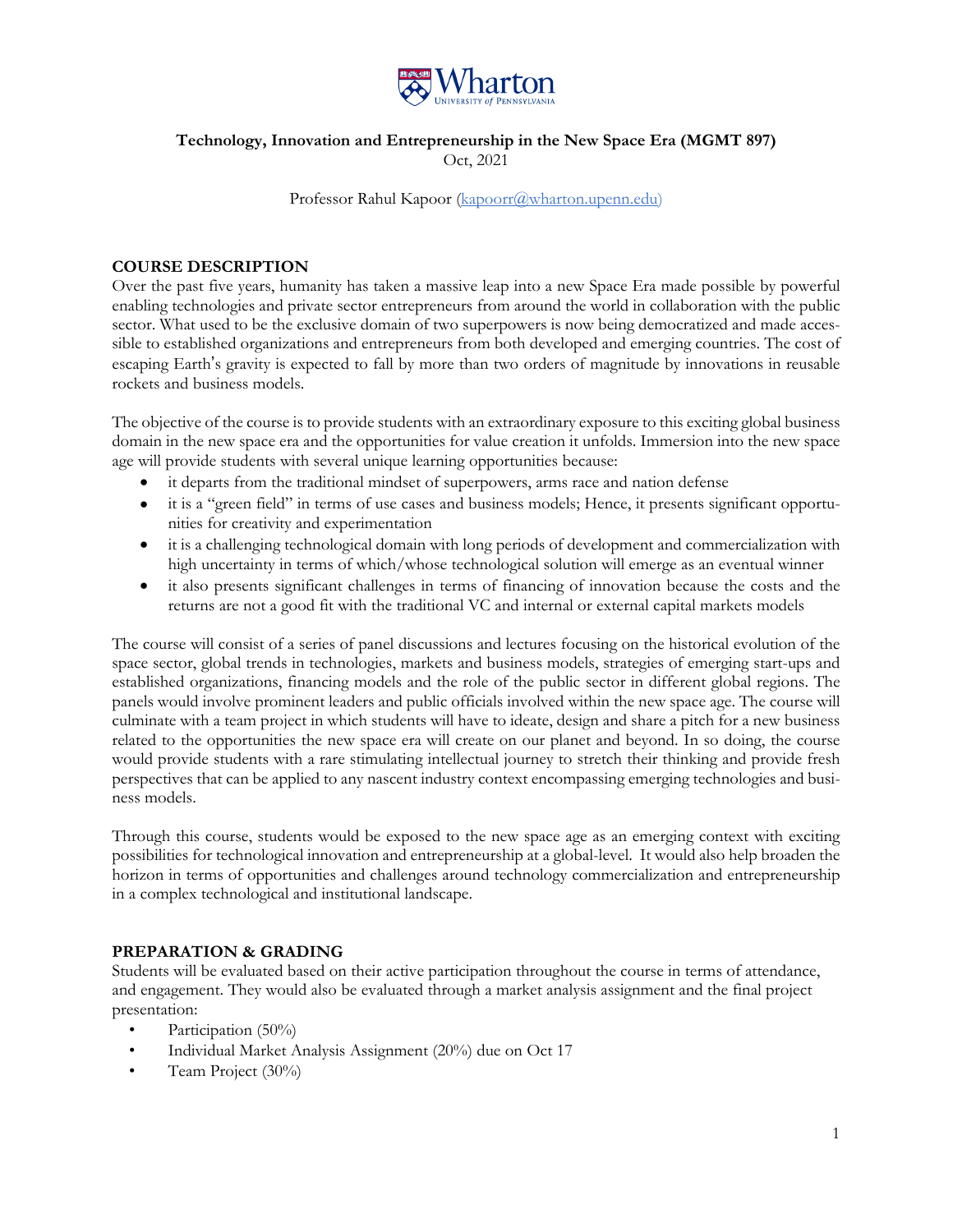**Technology, Innovation and Entrepreneurship in the New Space Era (MGMT 897)**
Oct, 2021

Professor Rahul Kapoor (kapoorr@wharton.upenn.edu)

## COURSE DESCRIPTION

Over the past five years, humanity has taken a massive leap into a new Space Era made possible by powerful enabling technologies and private sector entrepreneurs from around the world in collaboration with the public sector. What used to be the exclusive domain of two superpowers is now being democratized and made accessible to established organizations and entrepreneurs from both developed and emerging countries. The cost of escaping Earth's gravity is expected to fall by more than two orders of magnitude by innovations in reusable rockets and business models.

The objective of the course is to provide students with an extraordinary exposure to this exciting global business domain in the new space era and the opportunities for value creation it unfolds. Immersion into the new space age will provide students with several unique learning opportunities because:

- it departs from the traditional mindset of superpowers, arms race and nation defense
- it is a "green field" in terms of use cases and business models; Hence, it presents significant opportunities for creativity and experimentation
- it is a challenging technological domain with long periods of development and commercialization with high uncertainty in terms of which/whose technological solution will emerge as an eventual winner
- it also presents significant challenges in terms of financing of innovation because the costs and the returns are not a good fit with the traditional VC and internal or external capital markets models

The course will consist of a series of panel discussions and lectures focusing on the historical evolution of the space sector, global trends in technologies, markets and business models, strategies of emerging start-ups and established organizations, financing models and the role of the public sector in different global regions. The panels would involve prominent leaders and public officials involved within the new space age. The course will culminate with a team project in which students will have to ideate, design and share a pitch for a new business related to the opportunities the new space era will create on our planet and beyond. In so doing, the course would provide students with a rare stimulating intellectual journey to stretch their thinking and provide fresh perspectives that can be applied to any nascent industry context encompassing emerging technologies and business models.

Through this course, students would be exposed to the new space age as an emerging context with exciting possibilities for technological innovation and entrepreneurship at a global-level. It would also help broaden the horizon in terms of opportunities and challenges around technology commercialization and entrepreneurship in a complex technological and institutional landscape.

## PREPARATION & GRADING

Students will be evaluated based on their active participation throughout the course in terms of attendance, and engagement. They would also be evaluated through a market analysis assignment and the final project presentation:

- Participation (50%)
- Individual Market Analysis Assignment (20%) due on Oct 17
- Team Project (30%)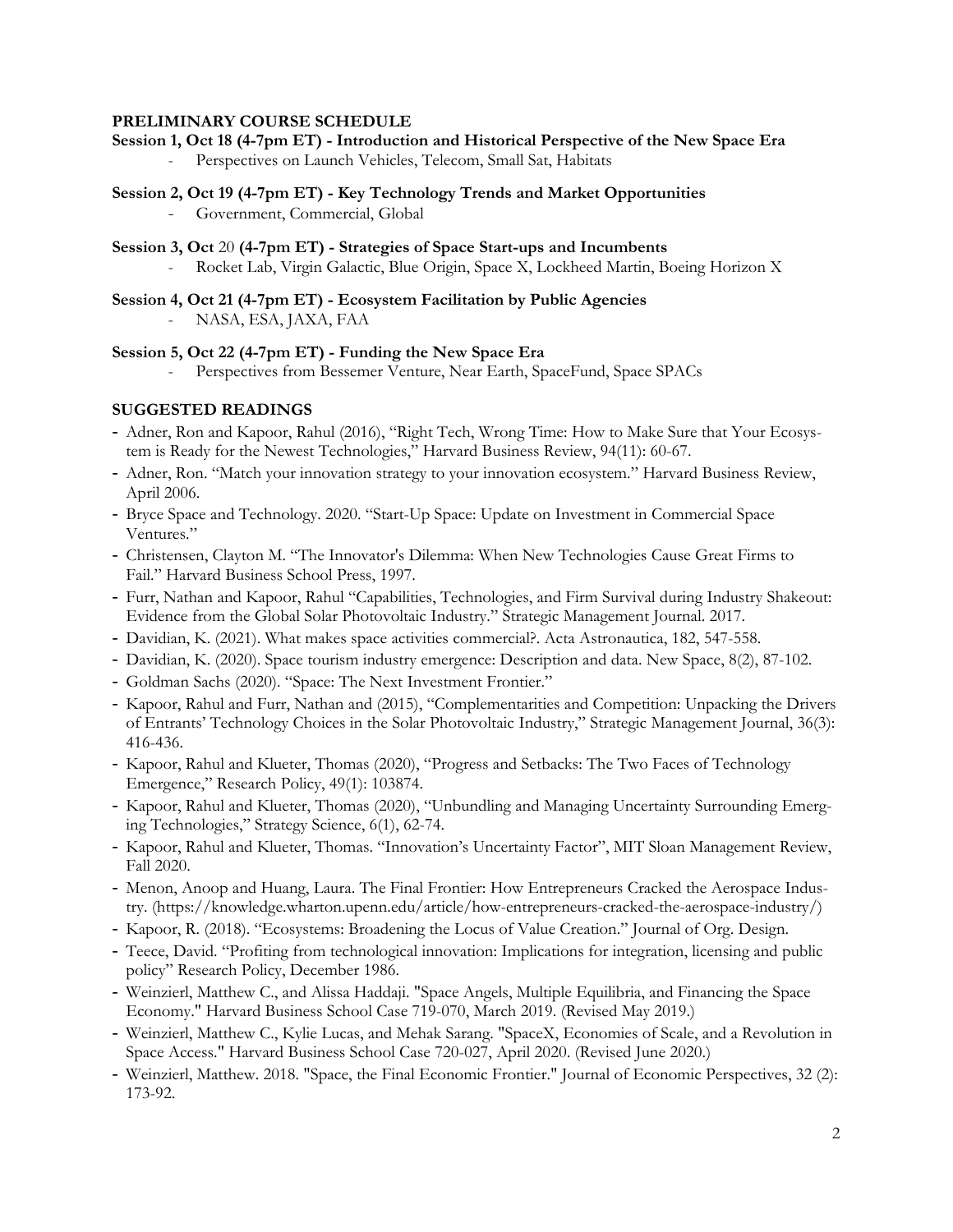**PRELIMINARY COURSE SCHEDULE**

**Session 1, Oct 18 (4-7pm ET) - Introduction and Historical Perspective of the New Space Era**

- Perspectives on Launch Vehicles, Telecom, Small Sat, Habitats

**Session 2, Oct 19 (4-7pm ET) - Key Technology Trends and Market Opportunities**

- Government, Commercial, Global

**Session 3, Oct 20 (4-7pm ET) - Strategies of Space Start-ups and Incumbents**

- Rocket Lab, Virgin Galactic, Blue Origin, Space X, Lockheed Martin, Boeing Horizon X

**Session 4, Oct 21 (4-7pm ET) - Ecosystem Facilitation by Public Agencies**

- NASA, ESA, JAXA, FAA

**Session 5, Oct 22 (4-7pm ET) - Funding the New Space Era**

- Perspectives from Bessemer Venture, Near Earth, SpaceFund, Space SPACs

**SUGGESTED READINGS**

- Adner, Ron and Kapoor, Rahul (2016), "Right Tech, Wrong Time: How to Make Sure that Your Ecosystem is Ready for the Newest Technologies," Harvard Business Review, 94(11): 60-67.
- Adner, Ron. "Match your innovation strategy to your innovation ecosystem." Harvard Business Review, April 2006.
- Bryce Space and Technology. 2020. "Start-Up Space: Update on Investment in Commercial Space Ventures."
- Christensen, Clayton M. "The Innovator's Dilemma: When New Technologies Cause Great Firms to Fail." Harvard Business School Press, 1997.
- Furr, Nathan and Kapoor, Rahul "Capabilities, Technologies, and Firm Survival during Industry Shakeout: Evidence from the Global Solar Photovoltaic Industry." Strategic Management Journal. 2017.
- Davidian, K. (2021). What makes space activities commercial?. Acta Astronautica, 182, 547-558.
- Davidian, K. (2020). Space tourism industry emergence: Description and data. New Space, 8(2), 87-102.
- Goldman Sachs (2020). "Space: The Next Investment Frontier."
- Kapoor, Rahul and Furr, Nathan and (2015), "Complementarities and Competition: Unpacking the Drivers of Entrants' Technology Choices in the Solar Photovoltaic Industry," Strategic Management Journal, 36(3): 416-436.
- Kapoor, Rahul and Klueter, Thomas (2020), "Progress and Setbacks: The Two Faces of Technology Emergence," Research Policy, 49(1): 103874.
- Kapoor, Rahul and Klueter, Thomas (2020), "Unbundling and Managing Uncertainty Surrounding Emerging Technologies," Strategy Science, 6(1), 62-74.
- Kapoor, Rahul and Klueter, Thomas. "Innovation's Uncertainty Factor", MIT Sloan Management Review, Fall 2020.
- Menon, Anoop and Huang, Laura. The Final Frontier: How Entrepreneurs Cracked the Aerospace Industry. (https://knowledge.wharton.upenn.edu/article/how-entrepreneurs-cracked-the-aerospace-industry/)
- Kapoor, R. (2018). "Ecosystems: Broadening the Locus of Value Creation." Journal of Org. Design.
- Teece, David. "Profiting from technological innovation: Implications for integration, licensing and public policy" Research Policy, December 1986.
- Weinzierl, Matthew C., and Alissa Haddaji. "Space Angels, Multiple Equilibria, and Financing the Space Economy." Harvard Business School Case 719-070, March 2019. (Revised May 2019.)
- Weinzierl, Matthew C., Kylie Lucas, and Mehak Sarang. "SpaceX, Economies of Scale, and a Revolution in Space Access." Harvard Business School Case 720-027, April 2020. (Revised June 2020.)
- Weinzierl, Matthew. 2018. "Space, the Final Economic Frontier." Journal of Economic Perspectives, 32 (2): 173-92.